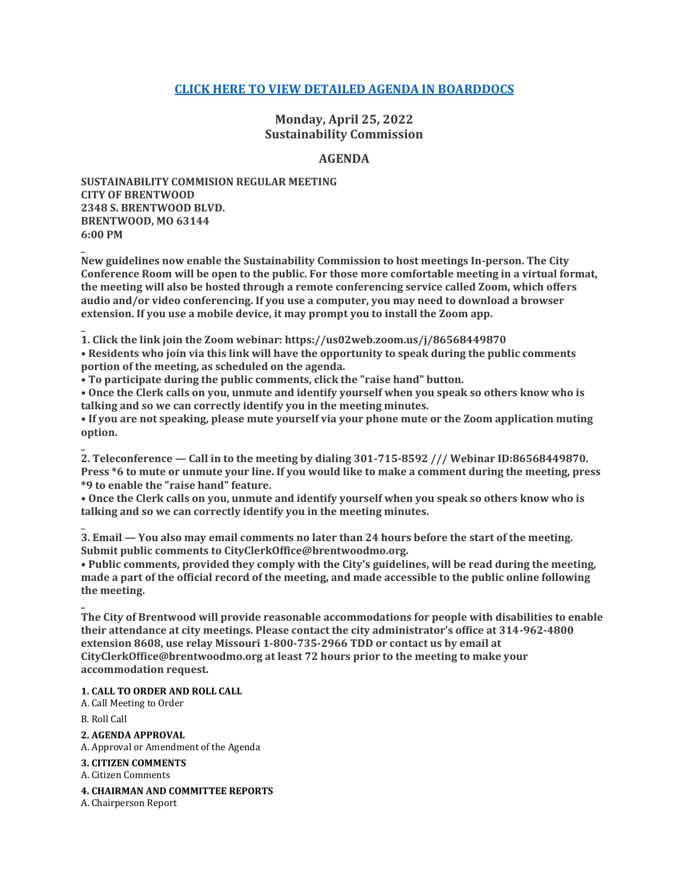**[CLICK HERE TO VIEW DETAILED AGENDA IN BOARDDOCS]()**

## Monday, April 25, 2022
## Sustainability Commission

## AGENDA

**SUSTAINABILITY COMMISION REGULAR MEETING**
**CITY OF BRENTWOOD**
**2348 S. BRENTWOOD BLVD.**
**BRENTWOOD, MO 63144**
**6:00 PM**

_

**New guidelines now enable the Sustainability Commission to host meetings In-person. The City Conference Room will be open to the public. For those more comfortable meeting in a virtual format, the meeting will also be hosted through a remote conferencing service called Zoom, which offers audio and/or video conferencing. If you use a computer, you may need to download a browser extension. If you use a mobile device, it may prompt you to install the Zoom app.**

_

**1. Click the link join the Zoom webinar: https://us02web.zoom.us/j/86568449870**

- **Residents who join via this link will have the opportunity to speak during the public comments portion of the meeting, as scheduled on the agenda.**
- **To participate during the public comments, click the "raise hand" button.**
- **Once the Clerk calls on you, unmute and identify yourself when you speak so others know who is talking and so we can correctly identify you in the meeting minutes.**
- **If you are not speaking, please mute yourself via your phone mute or the Zoom application muting option.**

_

**2. Teleconference — Call in to the meeting by dialing 301-715-8592 /// Webinar ID:86568449870. Press *6 to mute or unmute your line. If you would like to make a comment during the meeting, press *9 to enable the "raise hand" feature.**

- **Once the Clerk calls on you, unmute and identify yourself when you speak so others know who is talking and so we can correctly identify you in the meeting minutes.**

_

**3. Email — You also may email comments no later than 24 hours before the start of the meeting. Submit public comments to CityClerkOffice@brentwoodmo.org.**

- **Public comments, provided they comply with the City's guidelines, will be read during the meeting, made a part of the official record of the meeting, and made accessible to the public online following the meeting.**

_

**The City of Brentwood will provide reasonable accommodations for people with disabilities to enable their attendance at city meetings. Please contact the city administrator's office at 314-962-4800 extension 8608, use relay Missouri 1-800-735-2966 TDD or contact us by email at CityClerkOffice@brentwoodmo.org at least 72 hours prior to the meeting to make your accommodation request.**

**1. CALL TO ORDER AND ROLL CALL**

A. Call Meeting to Order

B. Roll Call

**2. AGENDA APPROVAL**

A. Approval or Amendment of the Agenda

**3. CITIZEN COMMENTS**

A. Citizen Comments

**4. CHAIRMAN AND COMMITTEE REPORTS**

A. Chairperson Report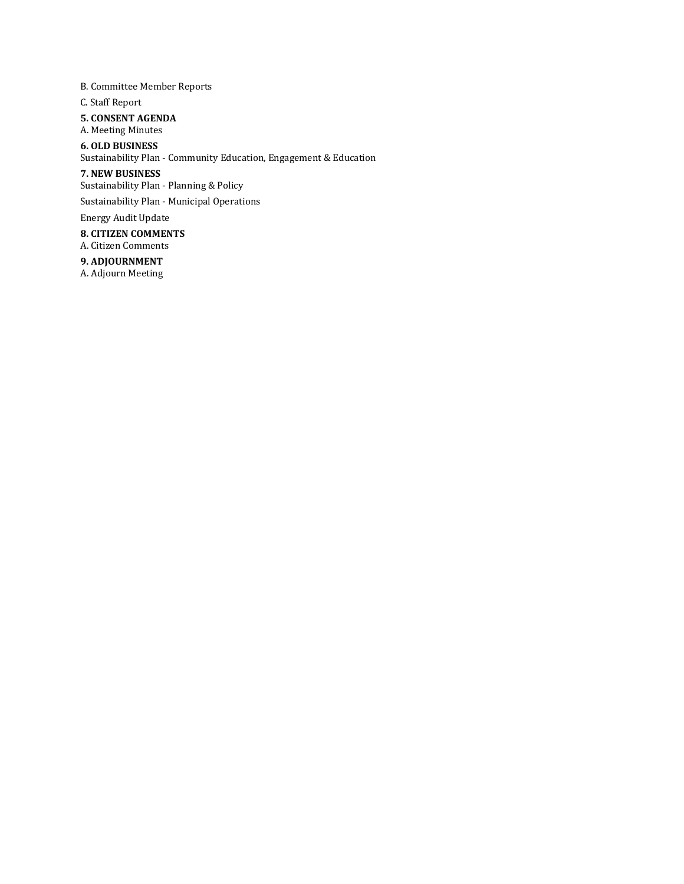B. Committee Member Reports

C. Staff Report

**5. CONSENT AGENDA**

A. Meeting Minutes

**6. OLD BUSINESS**

Sustainability Plan - Community Education, Engagement & Education

**7. NEW BUSINESS**

Sustainability Plan - Planning & Policy

Sustainability Plan - Municipal Operations

Energy Audit Update

**8. CITIZEN COMMENTS**

A. Citizen Comments

**9. ADJOURNMENT**

A. Adjourn Meeting